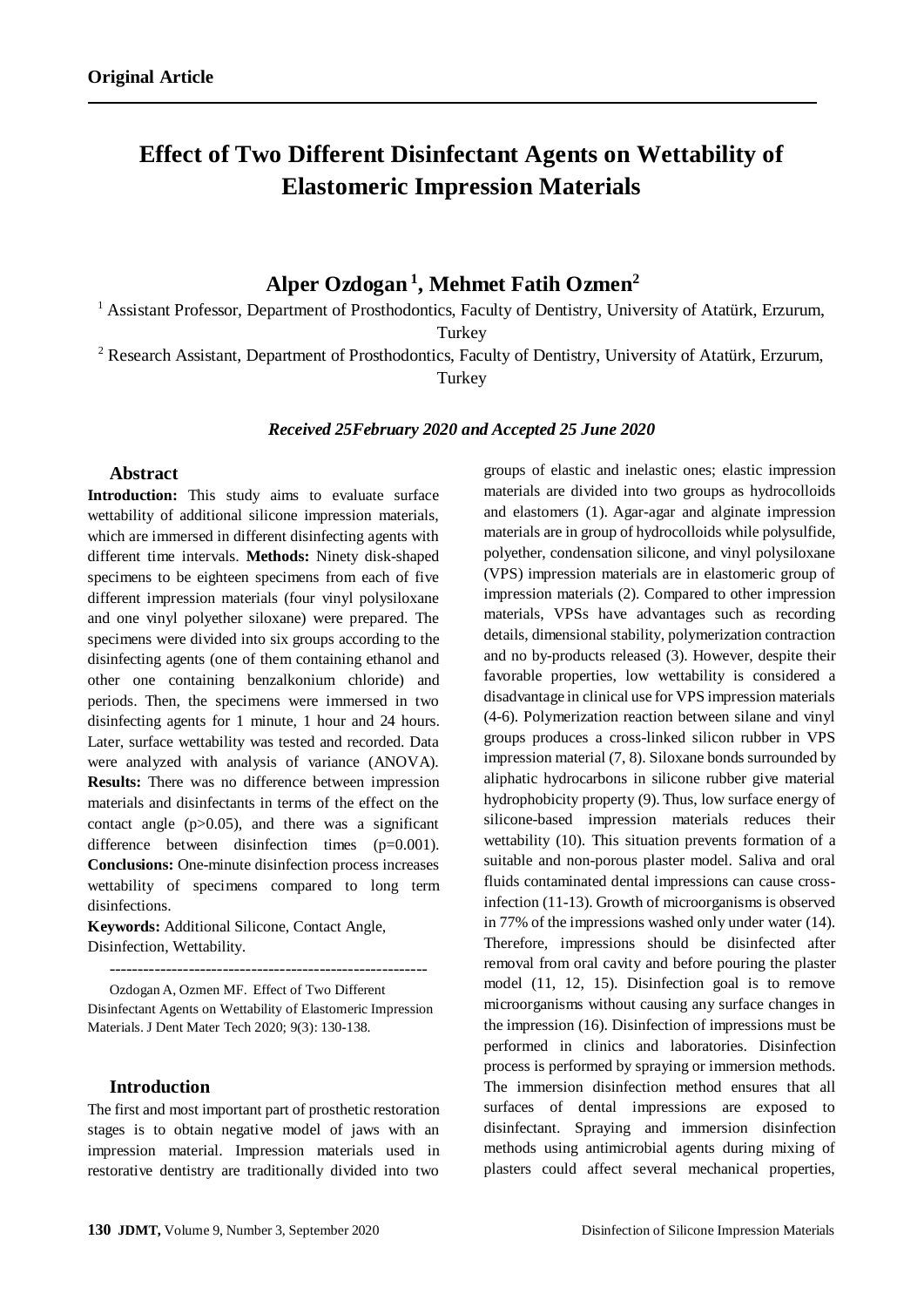**Original Article**

# Effect of Two Different Disinfectant Agents on Wettability of Elastomeric Impression Materials

## Alper Ozdogan [1], Mehmet Fatih Ozmen[2]

[1] Assistant Professor, Department of Prosthodontics, Faculty of Dentistry, University of Atatürk, Erzurum, Turkey

[2] Research Assistant, Department of Prosthodontics, Faculty of Dentistry, University of Atatürk, Erzurum, Turkey

***Received 25February 2020 and Accepted 25 June 2020***

### Abstract

**Introduction:** This study aims to evaluate surface wettability of additional silicone impression materials, which are immersed in different disinfecting agents with different time intervals. **Methods:** Ninety disk-shaped specimens to be eighteen specimens from each of five different impression materials (four vinyl polysiloxane and one vinyl polyether siloxane) were prepared. The specimens were divided into six groups according to the disinfecting agents (one of them containing ethanol and other one containing benzalkonium chloride) and periods. Then, the specimens were immersed in two disinfecting agents for 1 minute, 1 hour and 24 hours. Later, surface wettability was tested and recorded. Data were analyzed with analysis of variance (ANOVA). **Results:** There was no difference between impression materials and disinfectants in terms of the effect on the contact angle ($p>0.05$), and there was a significant difference between disinfection times ($p=0.001$). **Conclusions:** One-minute disinfection process increases wettability of specimens compared to long term disinfections.

**Keywords:** Additional Silicone, Contact Angle, Disinfection, Wettability.

--------------------------------------------------------

Ozdogan A, Ozmen MF. Effect of Two Different Disinfectant Agents on Wettability of Elastomeric Impression Materials. J Dent Mater Tech 2020; 9(3): 130-138.

### Introduction

The first and most important part of prosthetic restoration stages is to obtain negative model of jaws with an impression material. Impression materials used in restorative dentistry are traditionally divided into two groups of elastic and inelastic ones; elastic impression materials are divided into two groups as hydrocolloids and elastomers (1). Agar-agar and alginate impression materials are in group of hydrocolloids while polysulfide, polyether, condensation silicone, and vinyl polysiloxane (VPS) impression materials are in elastomeric group of impression materials (2). Compared to other impression materials, VPSs have advantages such as recording details, dimensional stability, polymerization contraction and no by-products released (3). However, despite their favorable properties, low wettability is considered a disadvantage in clinical use for VPS impression materials (4-6). Polymerization reaction between silane and vinyl groups produces a cross-linked silicon rubber in VPS impression material (7, 8). Siloxane bonds surrounded by aliphatic hydrocarbons in silicone rubber give material hydrophobicity property (9). Thus, low surface energy of silicone-based impression materials reduces their wettability (10). This situation prevents formation of a suitable and non-porous plaster model. Saliva and oral fluids contaminated dental impressions can cause cross-infection (11-13). Growth of microorganisms is observed in 77% of the impressions washed only under water (14). Therefore, impressions should be disinfected after removal from oral cavity and before pouring the plaster model (11, 12, 15). Disinfection goal is to remove microorganisms without causing any surface changes in the impression (16). Disinfection of impressions must be performed in clinics and laboratories. Disinfection process is performed by spraying or immersion methods. The immersion disinfection method ensures that all surfaces of dental impressions are exposed to disinfectant. Spraying and immersion disinfection methods using antimicrobial agents during mixing of plasters could affect several mechanical properties,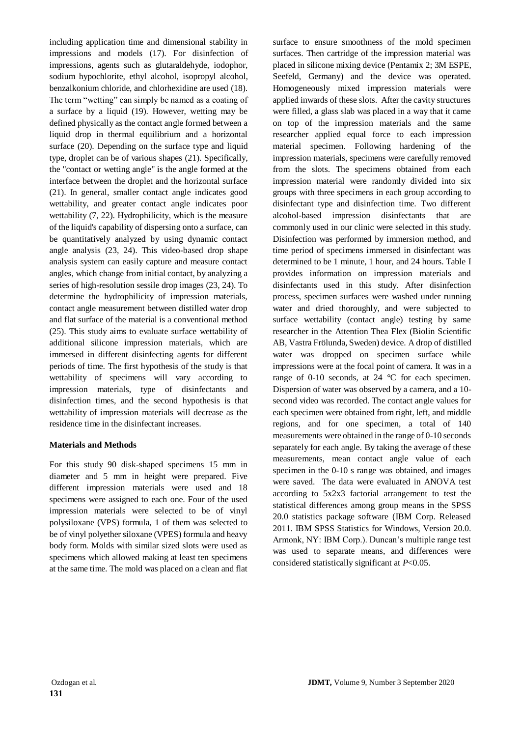including application time and dimensional stability in impressions and models (17). For disinfection of impressions, agents such as glutaraldehyde, iodophor, sodium hypochlorite, ethyl alcohol, isopropyl alcohol, benzalkonium chloride, and chlorhexidine are used (18). The term "wetting" can simply be named as a coating of a surface by a liquid (19). However, wetting may be defined physically as the contact angle formed between a liquid drop in thermal equilibrium and a horizontal surface (20). Depending on the surface type and liquid type, droplet can be of various shapes (21). Specifically, the "contact or wetting angle" is the angle formed at the interface between the droplet and the horizontal surface (21). In general, smaller contact angle indicates good wettability, and greater contact angle indicates poor wettability (7, 22). Hydrophilicity, which is the measure of the liquid's capability of dispersing onto a surface, can be quantitatively analyzed by using dynamic contact angle analysis (23, 24). This video-based drop shape analysis system can easily capture and measure contact angles, which change from initial contact, by analyzing a series of high-resolution sessile drop images (23, 24). To determine the hydrophilicity of impression materials, contact angle measurement between distilled water drop and flat surface of the material is a conventional method (25). This study aims to evaluate surface wettability of additional silicone impression materials, which are immersed in different disinfecting agents for different periods of time. The first hypothesis of the study is that wettability of specimens will vary according to impression materials, type of disinfectants and disinfection times, and the second hypothesis is that wettability of impression materials will decrease as the residence time in the disinfectant increases.

## Materials and Methods

For this study 90 disk-shaped specimens 15 mm in diameter and 5 mm in height were prepared. Five different impression materials were used and 18 specimens were assigned to each one. Four of the used impression materials were selected to be of vinyl polysiloxane (VPS) formula, 1 of them was selected to be of vinyl polyether siloxane (VPES) formula and heavy body form. Molds with similar sized slots were used as specimens which allowed making at least ten specimens at the same time. The mold was placed on a clean and flat surface to ensure smoothness of the mold specimen surfaces. Then cartridge of the impression material was placed in silicone mixing device (Pentamix 2; 3M ESPE, Seefeld, Germany) and the device was operated. Homogeneously mixed impression materials were applied inwards of these slots. After the cavity structures were filled, a glass slab was placed in a way that it came on top of the impression materials and the same researcher applied equal force to each impression material specimen. Following hardening of the impression materials, specimens were carefully removed from the slots. The specimens obtained from each impression material were randomly divided into six groups with three specimens in each group according to disinfectant type and disinfection time. Two different alcohol-based impression disinfectants that are commonly used in our clinic were selected in this study. Disinfection was performed by immersion method, and time period of specimens immersed in disinfectant was determined to be 1 minute, 1 hour, and 24 hours. Table I provides information on impression materials and disinfectants used in this study. After disinfection process, specimen surfaces were washed under running water and dried thoroughly, and were subjected to surface wettability (contact angle) testing by same researcher in the Attention Thea Flex (Biolin Scientific AB, Vastra Frölunda, Sweden) device. A drop of distilled water was dropped on specimen surface while impressions were at the focal point of camera. It was in a range of 0-10 seconds, at 24 °C for each specimen. Dispersion of water was observed by a camera, and a 10-second video was recorded. The contact angle values for each specimen were obtained from right, left, and middle regions, and for one specimen, a total of 140 measurements were obtained in the range of 0-10 seconds separately for each angle. By taking the average of these measurements, mean contact angle value of each specimen in the 0-10 s range was obtained, and images were saved. The data were evaluated in ANOVA test according to 5x2x3 factorial arrangement to test the statistical differences among group means in the SPSS 20.0 statistics package software (IBM Corp. Released 2011. IBM SPSS Statistics for Windows, Version 20.0. Armonk, NY: IBM Corp.). Duncan's multiple range test was used to separate means, and differences were considered statistically significant at $P<0.05$.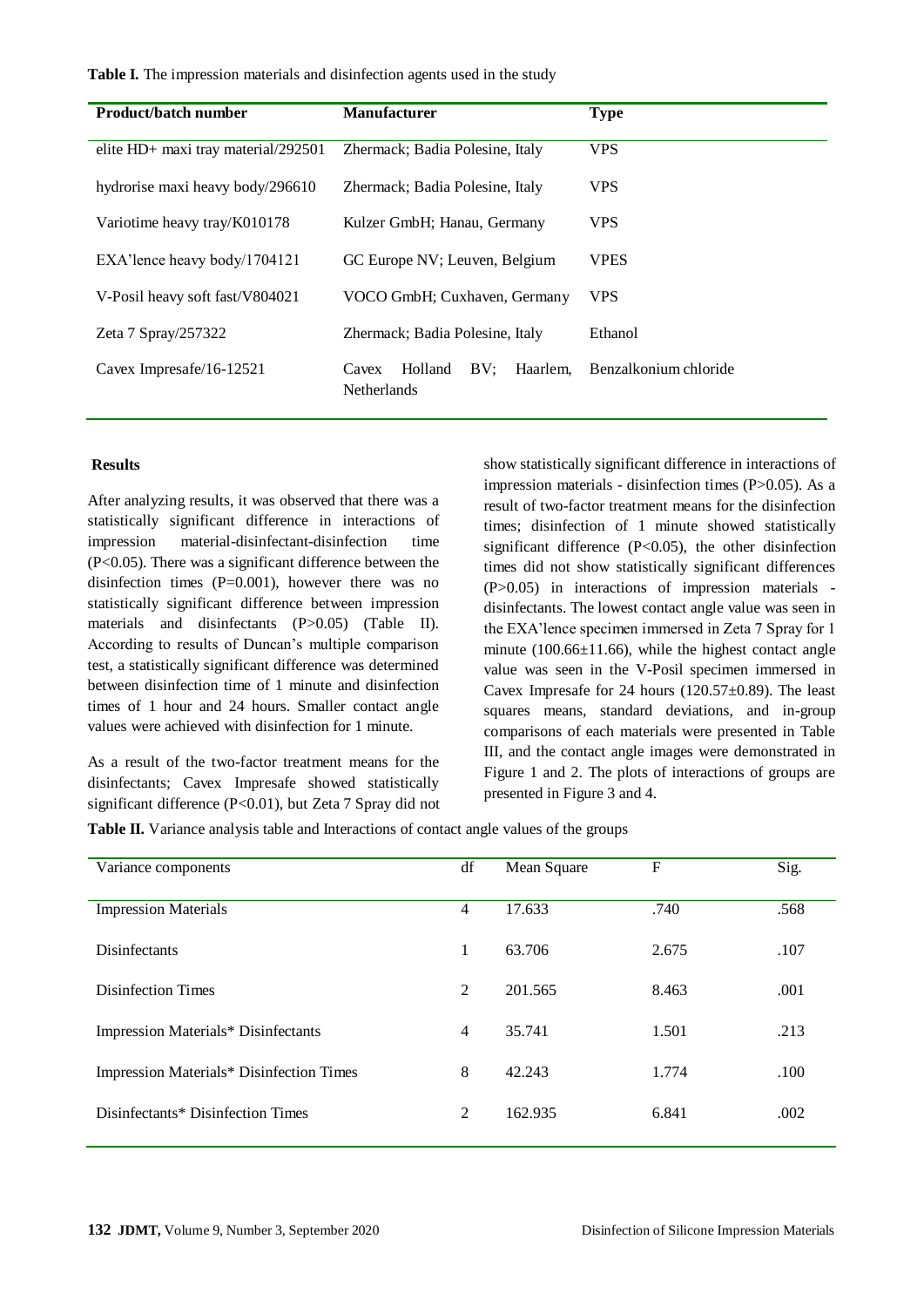**Table I.** The impression materials and disinfection agents used in the study

| Product/batch number | Manufacturer | Type |
|---|---|---|
| elite HD+ maxi tray material/292501 | Zhermack; Badia Polesine, Italy | VPS |
| hydrorise maxi heavy body/296610 | Zhermack; Badia Polesine, Italy | VPS |
| Variotime heavy tray/K010178 | Kulzer GmbH; Hanau, Germany | VPS |
| EXA'lence heavy body/1704121 | GC Europe NV; Leuven, Belgium | VPES |
| V-Posil heavy soft fast/V804021 | VOCO GmbH; Cuxhaven, Germany | VPS |
| Zeta 7 Spray/257322 | Zhermack; Badia Polesine, Italy | Ethanol |
| Cavex Impresafe/16-12521 | Cavex Holland BV; Haarlem, Netherlands | Benzalkonium chloride |

## Results

After analyzing results, it was observed that there was a statistically significant difference in interactions of impression material-disinfectant-disinfection time ($P<0.05$). There was a significant difference between the disinfection times ($P=0.001$), however there was no statistically significant difference between impression materials and disinfectants ($P>0.05$) (Table II). According to results of Duncan's multiple comparison test, a statistically significant difference was determined between disinfection time of 1 minute and disinfection times of 1 hour and 24 hours. Smaller contact angle values were achieved with disinfection for 1 minute.

As a result of the two-factor treatment means for the disinfectants; Cavex Impresafe showed statistically significant difference ($P<0.01$), but Zeta 7 Spray did not show statistically significant difference in interactions of impression materials - disinfection times ($P>0.05$). As a result of two-factor treatment means for the disinfection times; disinfection of 1 minute showed statistically significant difference ($P<0.05$), the other disinfection times did not show statistically significant differences ($P>0.05$) in interactions of impression materials - disinfectants. The lowest contact angle value was seen in the EXA'lence specimen immersed in Zeta 7 Spray for 1 minute ($100.66\pm11.66$), while the highest contact angle value was seen in the V-Posil specimen immersed in Cavex Impresafe for 24 hours ($120.57\pm0.89$). The least squares means, standard deviations, and in-group comparisons of each materials were presented in Table III, and the contact angle images were demonstrated in Figure 1 and 2. The plots of interactions of groups are presented in Figure 3 and 4.

**Table II.** Variance analysis table and Interactions of contact angle values of the groups

| Variance components | df | Mean Square | F | Sig. |
|---|---|---|---|---|
| Impression Materials | 4 | 17.633 | .740 | .568 |
| Disinfectants | 1 | 63.706 | 2.675 | .107 |
| Disinfection Times | 2 | 201.565 | 8.463 | .001 |
| Impression Materials* Disinfectants | 4 | 35.741 | 1.501 | .213 |
| Impression Materials* Disinfection Times | 8 | 42.243 | 1.774 | .100 |
| Disinfectants* Disinfection Times | 2 | 162.935 | 6.841 | .002 |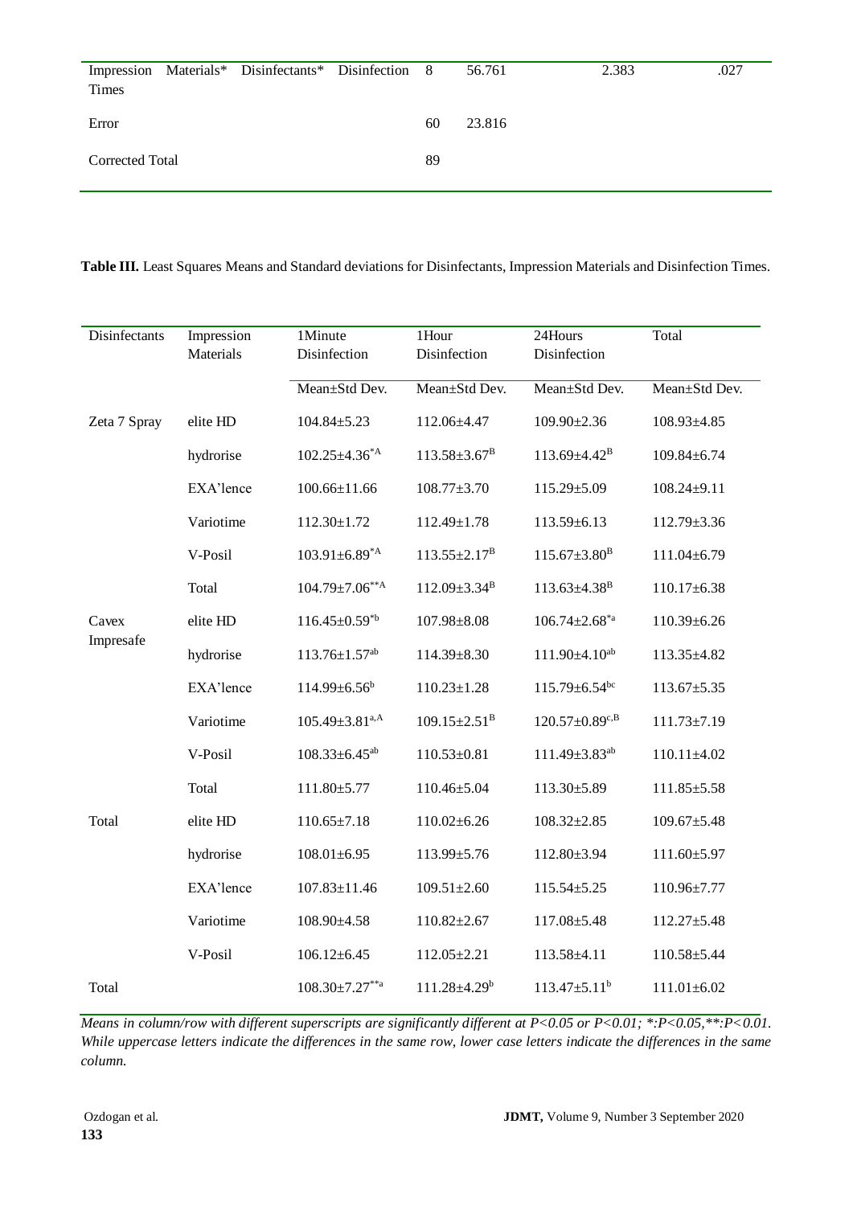| | | | |
|---|---|---|---|
| Impression Materials* Disinfectants* Disinfection Times | 8 | 56.761 | 2.383 | .027 |
| Error | 60 | 23.816 | | |
| Corrected Total | 89 | | | |

**Table III.** Least Squares Means and Standard deviations for Disinfectants, Impression Materials and Disinfection Times.

| Disinfectants | Impression Materials | 1Minute Disinfection | 1Hour Disinfection | 24Hours Disinfection | Total |
|---|---|---|---|---|---|
| | | Mean±Std Dev. | Mean±Std Dev. | Mean±Std Dev. | Mean±Std Dev. |
| Zeta 7 Spray | elite HD | 104.84±5.23 | 112.06±4.47 | 109.90±2.36 | 108.93±4.85 |
| | hydrorise | 102.25±4.36$^{*A}$ | 113.58±3.67$^{B}$ | 113.69±4.42$^{B}$ | 109.84±6.74 |
| | EXA'lence | 100.66±11.66 | 108.77±3.70 | 115.29±5.09 | 108.24±9.11 |
| | Variotime | 112.30±1.72 | 112.49±1.78 | 113.59±6.13 | 112.79±3.36 |
| | V-Posil | 103.91±6.89$^{*A}$ | 113.55±2.17$^{B}$ | 115.67±3.80$^{B}$ | 111.04±6.79 |
| | Total | 104.79±7.06$^{**A}$ | 112.09±3.34$^{B}$ | 113.63±4.38$^{B}$ | 110.17±6.38 |
| Cavex Impresafe | elite HD | 116.45±0.59$^{*b}$ | 107.98±8.08 | 106.74±2.68$^{*a}$ | 110.39±6.26 |
| | hydrorise | 113.76±1.57$^{ab}$ | 114.39±8.30 | 111.90±4.10$^{ab}$ | 113.35±4.82 |
| | EXA'lence | 114.99±6.56$^{b}$ | 110.23±1.28 | 115.79±6.54$^{bc}$ | 113.67±5.35 |
| | Variotime | 105.49±3.81$^{a,A}$ | 109.15±2.51$^{B}$ | 120.57±0.89$^{c,B}$ | 111.73±7.19 |
| | V-Posil | 108.33±6.45$^{ab}$ | 110.53±0.81 | 111.49±3.83$^{ab}$ | 110.11±4.02 |
| | Total | 111.80±5.77 | 110.46±5.04 | 113.30±5.89 | 111.85±5.58 |
| Total | elite HD | 110.65±7.18 | 110.02±6.26 | 108.32±2.85 | 109.67±5.48 |
| | hydrorise | 108.01±6.95 | 113.99±5.76 | 112.80±3.94 | 111.60±5.97 |
| | EXA'lence | 107.83±11.46 | 109.51±2.60 | 115.54±5.25 | 110.96±7.77 |
| | Variotime | 108.90±4.58 | 110.82±2.67 | 117.08±5.48 | 112.27±5.48 |
| | V-Posil | 106.12±6.45 | 112.05±2.21 | 113.58±4.11 | 110.58±5.44 |
| Total | | 108.30±7.27$^{**a}$ | 111.28±4.29$^{b}$ | 113.47±5.11$^{b}$ | 111.01±6.02 |

*Means in column/row with different superscripts are significantly different at $P<0.05$ or $P<0.01$; *:$P<0.05$,**:$P<0.01$. While uppercase letters indicate the differences in the same row, lower case letters indicate the differences in the same column.*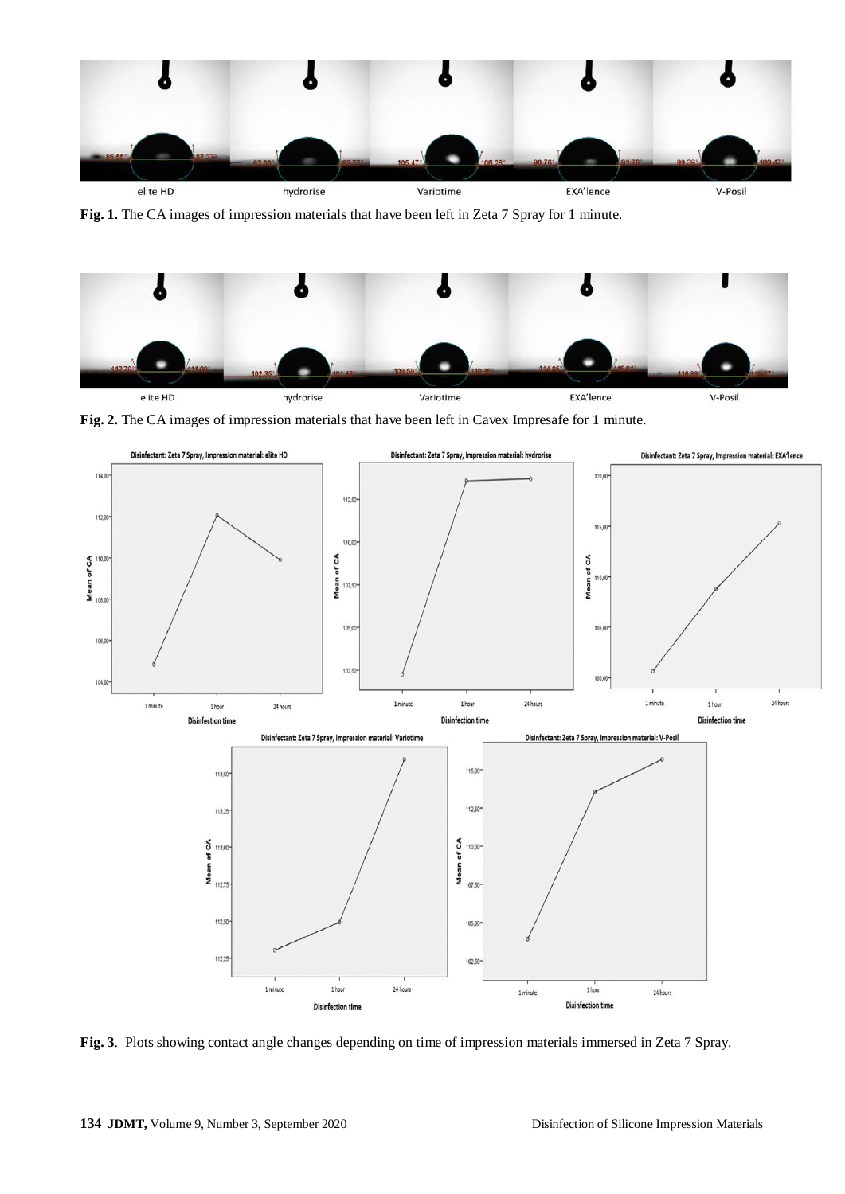elite HD hydrorise Variotime EXA'lence V-Posil

**Fig. 1.** The CA images of impression materials that have been left in Zeta 7 Spray for 1 minute.

elite HD hydrorise Variotime EXA'lence V-Posil

**Fig. 2.** The CA images of impression materials that have been left in Cavex Impresafe for 1 minute.

Disinfectant: Zeta 7 Spray, Impression material: elite HD

Disinfectant: Zeta 7 Spray, Impression material: hydrorise

Disinfectant: Zeta 7 Spray, Impression material: EXA'lence

Disinfectant: Zeta 7 Spray, Impression material: Variotime

Disinfectant: Zeta 7 Spray, Impression material: V-Posil

Mean of CA

Disinfection time

1 minute 1 hour 24 hours

**Fig. 3**. Plots showing contact angle changes depending on time of impression materials immersed in Zeta 7 Spray.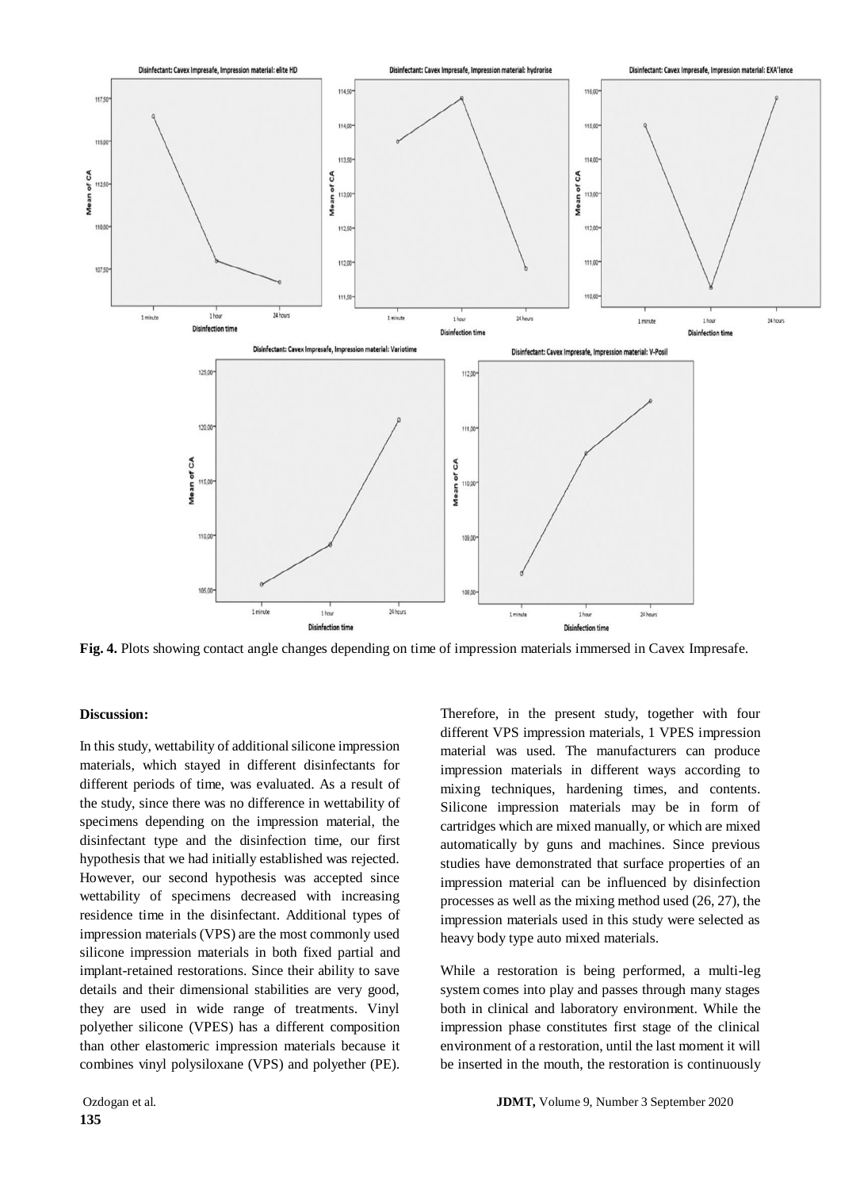Disinfectant: Cavex Impresafe, Impression material: elite HD

Mean of CA

117,50
115,00
112,50
110,00
107,50

1 minute
1 hour
24 hours

Disinfection time

Disinfectant: Cavex Impresafe, Impression material: hydrorise

Mean of CA

114,50
114,00
113,50
113,00
112,50
112,00
111,50

1 minute
1 hour
24 hours

Disinfection time

Disinfectant: Cavex Impresafe, Impression material: EXA'lence

Mean of CA

116,00
115,00
114,00
113,00
112,00
111,00
110,00

1 minute
1 hour
24 hours

Disinfection time

Disinfectant: Cavex Impresafe, Impression material: Variotime

Mean of CA

125,00
120,00
115,00
110,00
105,00

1 minute
1 hour
24 hours

Disinfection time

Disinfectant: Cavex Impresafe, Impression material: V-Posil

Mean of CA

112,00
111,00
110,00
109,00
108,00

1 minute
1 hour
24 hours

Disinfection time

**Fig. 4.** Plots showing contact angle changes depending on time of impression materials immersed in Cavex Impresafe.

**Discussion:**

In this study, wettability of additional silicone impression materials, which stayed in different disinfectants for different periods of time, was evaluated. As a result of the study, since there was no difference in wettability of specimens depending on the impression material, the disinfectant type and the disinfection time, our first hypothesis that we had initially established was rejected. However, our second hypothesis was accepted since wettability of specimens decreased with increasing residence time in the disinfectant. Additional types of impression materials (VPS) are the most commonly used silicone impression materials in both fixed partial and implant-retained restorations. Since their ability to save details and their dimensional stabilities are very good, they are used in wide range of treatments. Vinyl polyether silicone (VPES) has a different composition than other elastomeric impression materials because it combines vinyl polysiloxane (VPS) and polyether (PE). Therefore, in the present study, together with four different VPS impression materials, 1 VPES impression material was used. The manufacturers can produce impression materials in different ways according to mixing techniques, hardening times, and contents. Silicone impression materials may be in form of cartridges which are mixed manually, or which are mixed automatically by guns and machines. Since previous studies have demonstrated that surface properties of an impression material can be influenced by disinfection processes as well as the mixing method used (26, 27), the impression materials used in this study were selected as heavy body type auto mixed materials.

While a restoration is being performed, a multi-leg system comes into play and passes through many stages both in clinical and laboratory environment. While the impression phase constitutes first stage of the clinical environment of a restoration, until the last moment it will be inserted in the mouth, the restoration is continuously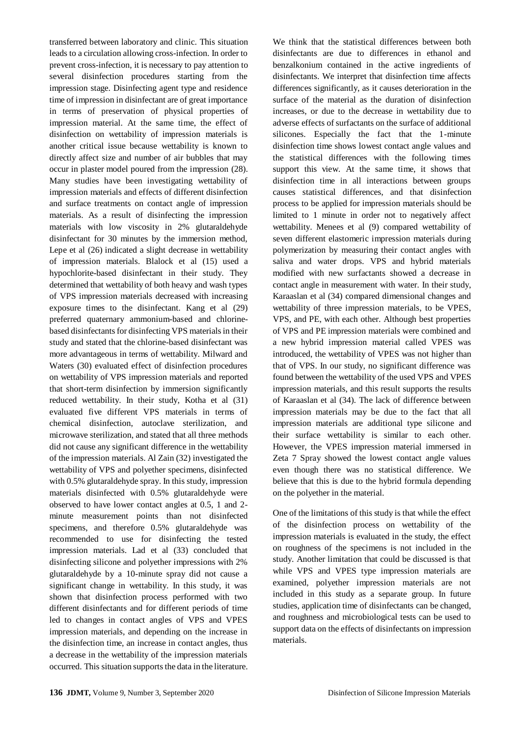transferred between laboratory and clinic. This situation leads to a circulation allowing cross-infection. In order to prevent cross-infection, it is necessary to pay attention to several disinfection procedures starting from the impression stage. Disinfecting agent type and residence time of impression in disinfectant are of great importance in terms of preservation of physical properties of impression material. At the same time, the effect of disinfection on wettability of impression materials is another critical issue because wettability is known to directly affect size and number of air bubbles that may occur in plaster model poured from the impression (28). Many studies have been investigating wettability of impression materials and effects of different disinfection and surface treatments on contact angle of impression materials. As a result of disinfecting the impression materials with low viscosity in 2% glutaraldehyde disinfectant for 30 minutes by the immersion method, Lepe et al (26) indicated a slight decrease in wettability of impression materials. Blalock et al (15) used a hypochlorite-based disinfectant in their study. They determined that wettability of both heavy and wash types of VPS impression materials decreased with increasing exposure times to the disinfectant. Kang et al (29) preferred quaternary ammonium-based and chlorine-based disinfectants for disinfecting VPS materials in their study and stated that the chlorine-based disinfectant was more advantageous in terms of wettability. Milward and Waters (30) evaluated effect of disinfection procedures on wettability of VPS impression materials and reported that short-term disinfection by immersion significantly reduced wettability. In their study, Kotha et al (31) evaluated five different VPS materials in terms of chemical disinfection, autoclave sterilization, and microwave sterilization, and stated that all three methods did not cause any significant difference in the wettability of the impression materials. Al Zain (32) investigated the wettability of VPS and polyether specimens, disinfected with 0.5% glutaraldehyde spray. In this study, impression materials disinfected with 0.5% glutaraldehyde were observed to have lower contact angles at 0.5, 1 and 2-minute measurement points than not disinfected specimens, and therefore 0.5% glutaraldehyde was recommended to use for disinfecting the tested impression materials. Lad et al (33) concluded that disinfecting silicone and polyether impressions with 2% glutaraldehyde by a 10-minute spray did not cause a significant change in wettability. In this study, it was shown that disinfection process performed with two different disinfectants and for different periods of time led to changes in contact angles of VPS and VPES impression materials, and depending on the increase in the disinfection time, an increase in contact angles, thus a decrease in the wettability of the impression materials occurred. This situation supports the data in the literature.

We think that the statistical differences between both disinfectants are due to differences in ethanol and benzalkonium contained in the active ingredients of disinfectants. We interpret that disinfection time affects differences significantly, as it causes deterioration in the surface of the material as the duration of disinfection increases, or due to the decrease in wettability due to adverse effects of surfactants on the surface of additional silicones. Especially the fact that the 1-minute disinfection time shows lowest contact angle values and the statistical differences with the following times support this view. At the same time, it shows that disinfection time in all interactions between groups causes statistical differences, and that disinfection process to be applied for impression materials should be limited to 1 minute in order not to negatively affect wettability. Menees et al (9) compared wettability of seven different elastomeric impression materials during polymerization by measuring their contact angles with saliva and water drops. VPS and hybrid materials modified with new surfactants showed a decrease in contact angle in measurement with water. In their study, Karaaslan et al (34) compared dimensional changes and wettability of three impression materials, to be VPES, VPS, and PE, with each other. Although best properties of VPS and PE impression materials were combined and a new hybrid impression material called VPES was introduced, the wettability of VPES was not higher than that of VPS. In our study, no significant difference was found between the wettability of the used VPS and VPES impression materials, and this result supports the results of Karaaslan et al (34). The lack of difference between impression materials may be due to the fact that all impression materials are additional type silicone and their surface wettability is similar to each other. However, the VPES impression material immersed in Zeta 7 Spray showed the lowest contact angle values even though there was no statistical difference. We believe that this is due to the hybrid formula depending on the polyether in the material.

One of the limitations of this study is that while the effect of the disinfection process on wettability of the impression materials is evaluated in the study, the effect on roughness of the specimens is not included in the study. Another limitation that could be discussed is that while VPS and VPES type impression materials are examined, polyether impression materials are not included in this study as a separate group. In future studies, application time of disinfectants can be changed, and roughness and microbiological tests can be used to support data on the effects of disinfectants on impression materials.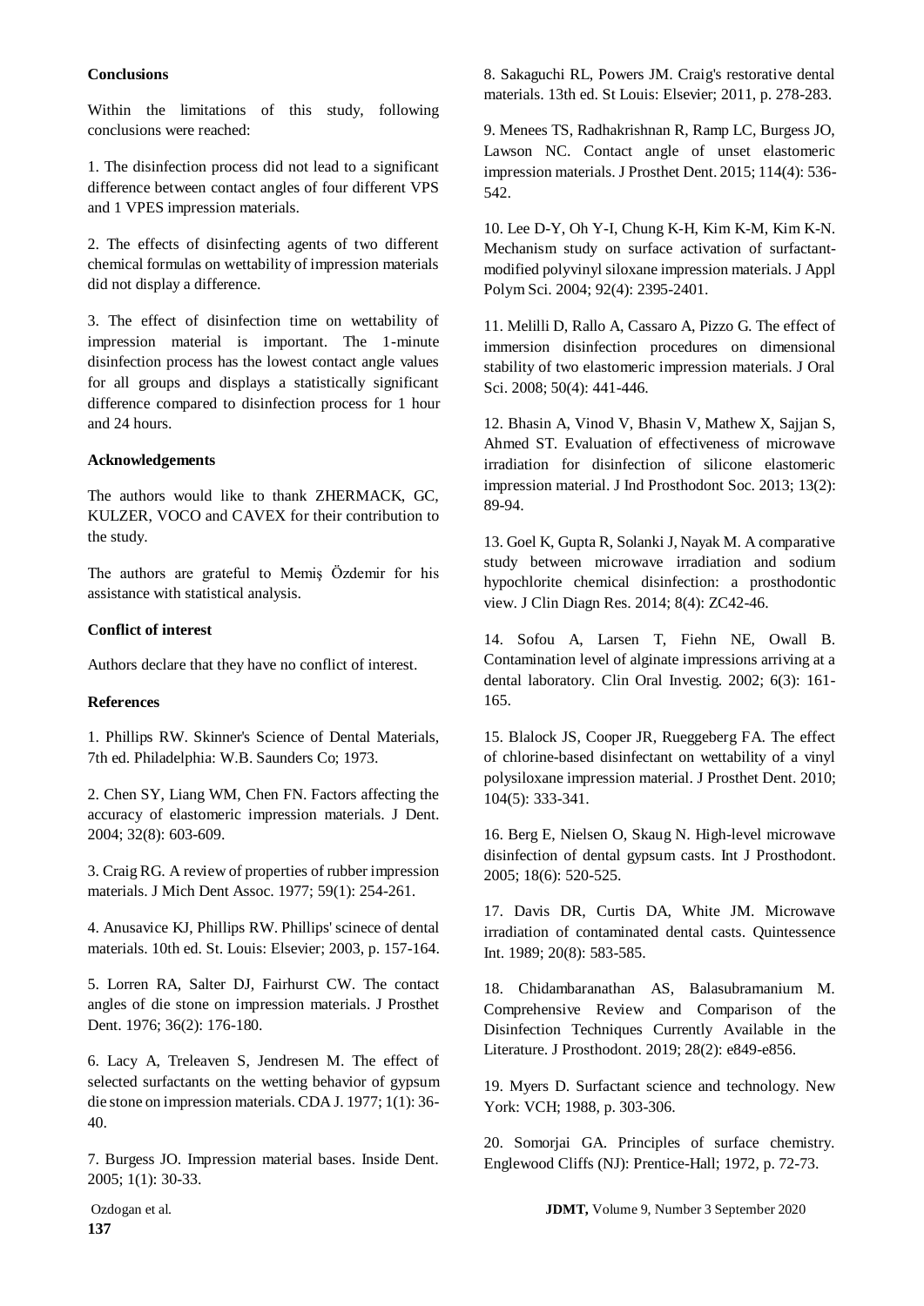### Conclusions

Within the limitations of this study, following conclusions were reached:

1. The disinfection process did not lead to a significant difference between contact angles of four different VPS and 1 VPES impression materials.

2. The effects of disinfecting agents of two different chemical formulas on wettability of impression materials did not display a difference.

3. The effect of disinfection time on wettability of impression material is important. The 1-minute disinfection process has the lowest contact angle values for all groups and displays a statistically significant difference compared to disinfection process for 1 hour and 24 hours.

### Acknowledgements

The authors would like to thank ZHERMACK, GC, KULZER, VOCO and CAVEX for their contribution to the study.

The authors are grateful to Memiş Özdemir for his assistance with statistical analysis.

### Conflict of interest

Authors declare that they have no conflict of interest.

### References

1. Phillips RW. Skinner's Science of Dental Materials, 7th ed. Philadelphia: W.B. Saunders Co; 1973.

2. Chen SY, Liang WM, Chen FN. Factors affecting the accuracy of elastomeric impression materials. J Dent. 2004; 32(8): 603-609.

3. Craig RG. A review of properties of rubber impression materials. J Mich Dent Assoc. 1977; 59(1): 254-261.

4. Anusavice KJ, Phillips RW. Phillips' scinece of dental materials. 10th ed. St. Louis: Elsevier; 2003, p. 157-164.

5. Lorren RA, Salter DJ, Fairhurst CW. The contact angles of die stone on impression materials. J Prosthet Dent. 1976; 36(2): 176-180.

6. Lacy A, Treleaven S, Jendresen M. The effect of selected surfactants on the wetting behavior of gypsum die stone on impression materials. CDA J. 1977; 1(1): 36-40.

7. Burgess JO. Impression material bases. Inside Dent. 2005; 1(1): 30-33.

8. Sakaguchi RL, Powers JM. Craig's restorative dental materials. 13th ed. St Louis: Elsevier; 2011, p. 278-283.

9. Menees TS, Radhakrishnan R, Ramp LC, Burgess JO, Lawson NC. Contact angle of unset elastomeric impression materials. J Prosthet Dent. 2015; 114(4): 536-542.

10. Lee D-Y, Oh Y-I, Chung K-H, Kim K-M, Kim K-N. Mechanism study on surface activation of surfactant-modified polyvinyl siloxane impression materials. J Appl Polym Sci. 2004; 92(4): 2395-2401.

11. Melilli D, Rallo A, Cassaro A, Pizzo G. The effect of immersion disinfection procedures on dimensional stability of two elastomeric impression materials. J Oral Sci. 2008; 50(4): 441-446.

12. Bhasin A, Vinod V, Bhasin V, Mathew X, Sajjan S, Ahmed ST. Evaluation of effectiveness of microwave irradiation for disinfection of silicone elastomeric impression material. J Ind Prosthodont Soc. 2013; 13(2): 89-94.

13. Goel K, Gupta R, Solanki J, Nayak M. A comparative study between microwave irradiation and sodium hypochlorite chemical disinfection: a prosthodontic view. J Clin Diagn Res. 2014; 8(4): ZC42-46.

14. Sofou A, Larsen T, Fiehn NE, Owall B. Contamination level of alginate impressions arriving at a dental laboratory. Clin Oral Investig. 2002; 6(3): 161-165.

15. Blalock JS, Cooper JR, Rueggeberg FA. The effect of chlorine-based disinfectant on wettability of a vinyl polysiloxane impression material. J Prosthet Dent. 2010; 104(5): 333-341.

16. Berg E, Nielsen O, Skaug N. High-level microwave disinfection of dental gypsum casts. Int J Prosthodont. 2005; 18(6): 520-525.

17. Davis DR, Curtis DA, White JM. Microwave irradiation of contaminated dental casts. Quintessence Int. 1989; 20(8): 583-585.

18. Chidambaranathan AS, Balasubramanium M. Comprehensive Review and Comparison of the Disinfection Techniques Currently Available in the Literature. J Prosthodont. 2019; 28(2): e849-e856.

19. Myers D. Surfactant science and technology. New York: VCH; 1988, p. 303-306.

20. Somorjai GA. Principles of surface chemistry. Englewood Cliffs (NJ): Prentice-Hall; 1972, p. 72-73.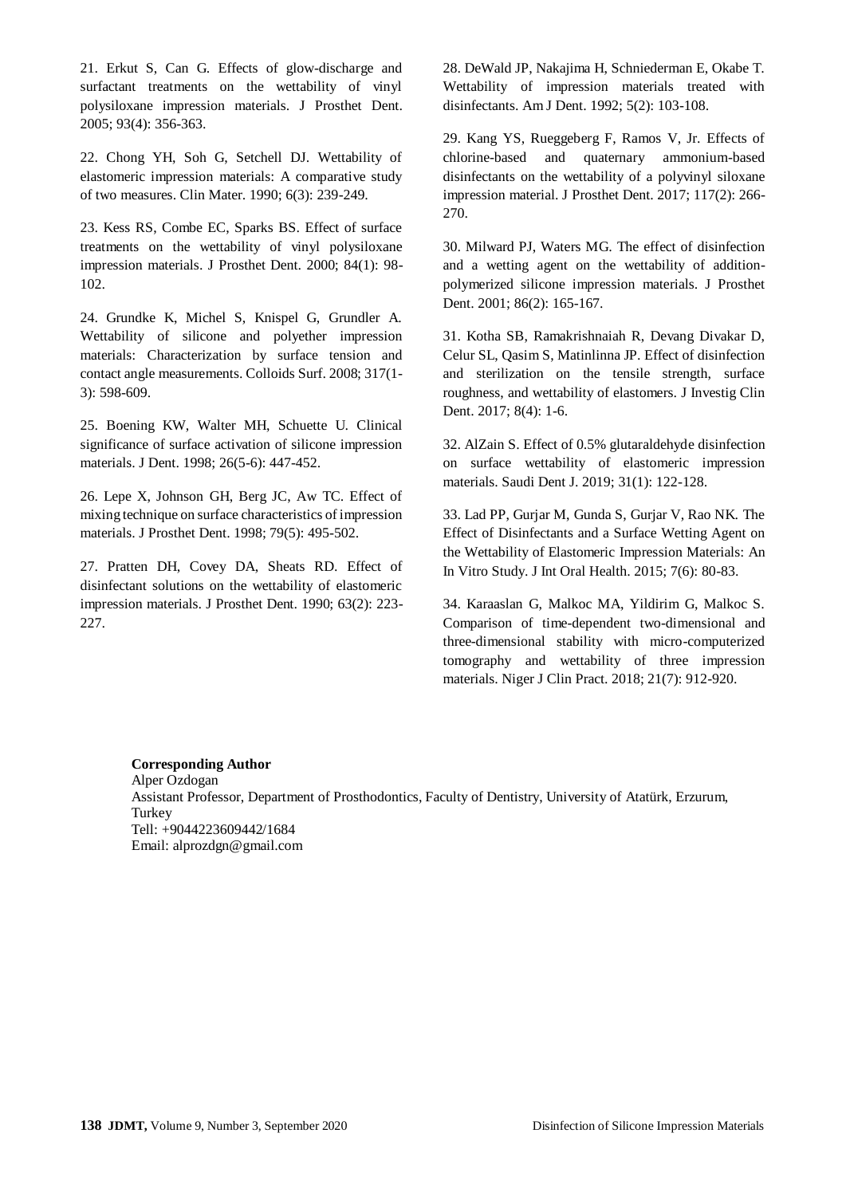21. Erkut S, Can G. Effects of glow-discharge and surfactant treatments on the wettability of vinyl polysiloxane impression materials. J Prosthet Dent. 2005; 93(4): 356-363.

22. Chong YH, Soh G, Setchell DJ. Wettability of elastomeric impression materials: A comparative study of two measures. Clin Mater. 1990; 6(3): 239-249.

23. Kess RS, Combe EC, Sparks BS. Effect of surface treatments on the wettability of vinyl polysiloxane impression materials. J Prosthet Dent. 2000; 84(1): 98-102.

24. Grundke K, Michel S, Knispel G, Grundler A. Wettability of silicone and polyether impression materials: Characterization by surface tension and contact angle measurements. Colloids Surf. 2008; 317(1-3): 598-609.

25. Boening KW, Walter MH, Schuette U. Clinical significance of surface activation of silicone impression materials. J Dent. 1998; 26(5-6): 447-452.

26. Lepe X, Johnson GH, Berg JC, Aw TC. Effect of mixing technique on surface characteristics of impression materials. J Prosthet Dent. 1998; 79(5): 495-502.

27. Pratten DH, Covey DA, Sheats RD. Effect of disinfectant solutions on the wettability of elastomeric impression materials. J Prosthet Dent. 1990; 63(2): 223-227.

28. DeWald JP, Nakajima H, Schniederman E, Okabe T. Wettability of impression materials treated with disinfectants. Am J Dent. 1992; 5(2): 103-108.

29. Kang YS, Rueggeberg F, Ramos V, Jr. Effects of chlorine-based and quaternary ammonium-based disinfectants on the wettability of a polyvinyl siloxane impression material. J Prosthet Dent. 2017; 117(2): 266-270.

30. Milward PJ, Waters MG. The effect of disinfection and a wetting agent on the wettability of addition-polymerized silicone impression materials. J Prosthet Dent. 2001; 86(2): 165-167.

31. Kotha SB, Ramakrishnaiah R, Devang Divakar D, Celur SL, Qasim S, Matinlinna JP. Effect of disinfection and sterilization on the tensile strength, surface roughness, and wettability of elastomers. J Investig Clin Dent. 2017; 8(4): 1-6.

32. AlZain S. Effect of 0.5% glutaraldehyde disinfection on surface wettability of elastomeric impression materials. Saudi Dent J. 2019; 31(1): 122-128.

33. Lad PP, Gurjar M, Gunda S, Gurjar V, Rao NK. The Effect of Disinfectants and a Surface Wetting Agent on the Wettability of Elastomeric Impression Materials: An In Vitro Study. J Int Oral Health. 2015; 7(6): 80-83.

34. Karaaslan G, Malkoc MA, Yildirim G, Malkoc S. Comparison of time-dependent two-dimensional and three-dimensional stability with micro-computerized tomography and wettability of three impression materials. Niger J Clin Pract. 2018; 21(7): 912-920.

**Corresponding Author**
Alper Ozdogan
Assistant Professor, Department of Prosthodontics, Faculty of Dentistry, University of Atatürk, Erzurum, Turkey
Tell: +9044223609442/1684
Email: alprozdgn@gmail.com